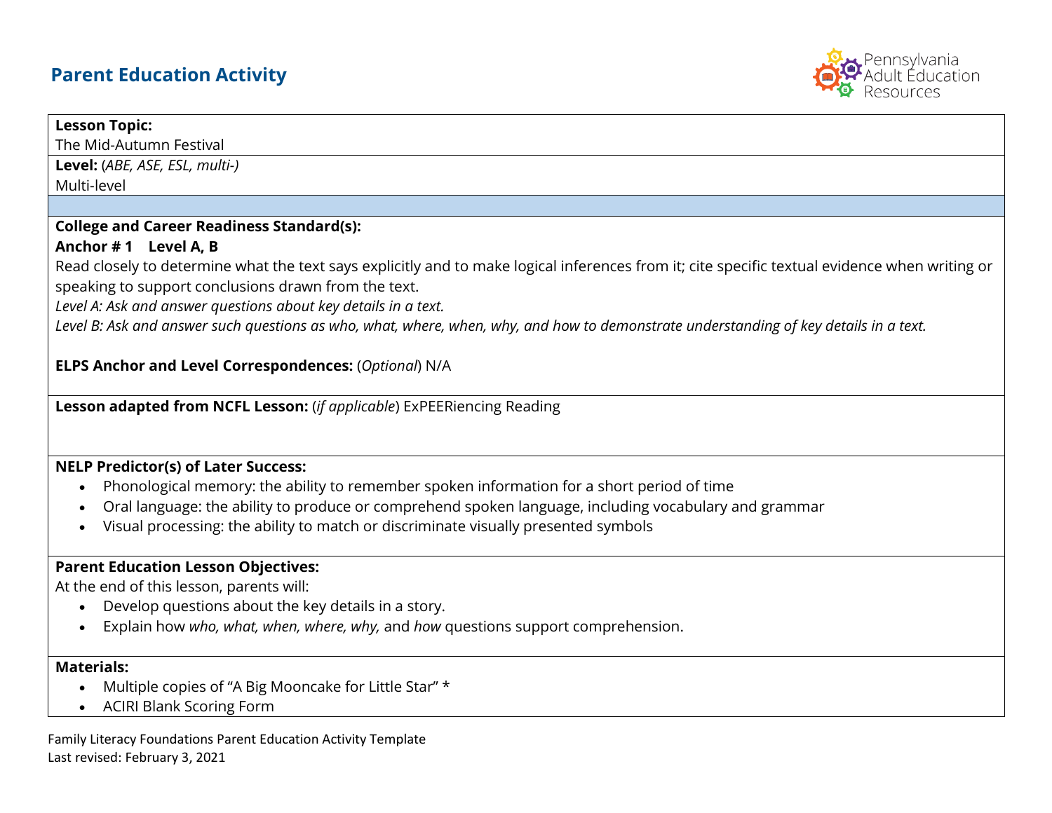# Parent Education Activity

Pennsylvania Adult Education Resources

**Lesson Topic:**
The Mid-Autumn Festival

**Level:** (*ABE, ASE, ESL, multi-)*
Multi-level

**College and Career Readiness Standard(s):**
**Anchor # 1 Level A, B**
Read closely to determine what the text says explicitly and to make logical inferences from it; cite specific textual evidence when writing or speaking to support conclusions drawn from the text.
*Level A: Ask and answer questions about key details in a text.*
*Level B: Ask and answer such questions as who, what, where, when, why, and how to demonstrate understanding of key details in a text.*

**ELPS Anchor and Level Correspondences:** (*Optional*) N/A

**Lesson adapted from NCFL Lesson:** (*if applicable*) ExPEERiencing Reading

**NELP Predictor(s) of Later Success:**

- Phonological memory: the ability to remember spoken information for a short period of time
- Oral language: the ability to produce or comprehend spoken language, including vocabulary and grammar
- Visual processing: the ability to match or discriminate visually presented symbols

**Parent Education Lesson Objectives:**
At the end of this lesson, parents will:

- Develop questions about the key details in a story.
- Explain how *who, what, when, where, why,* and *how* questions support comprehension.

**Materials:**

- Multiple copies of "A Big Mooncake for Little Star" *
- ACIRI Blank Scoring Form

Family Literacy Foundations Parent Education Activity Template
Last revised: February 3, 2021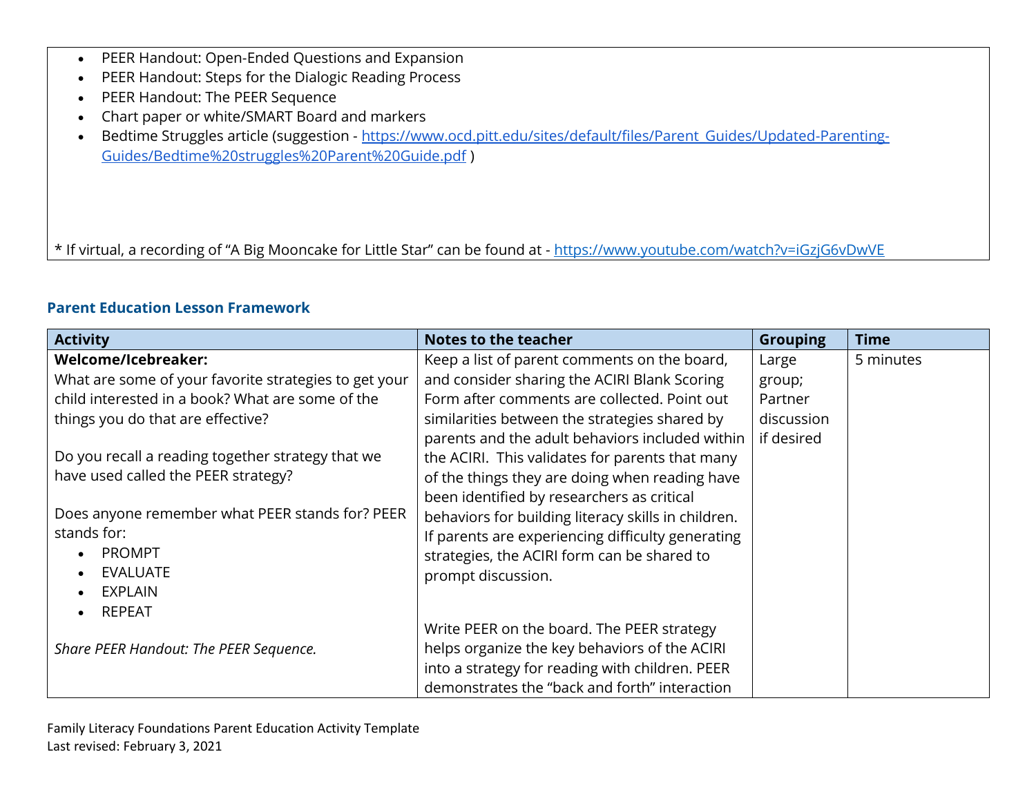- PEER Handout: Open-Ended Questions and Expansion
- PEER Handout: Steps for the Dialogic Reading Process
- PEER Handout: The PEER Sequence
- Chart paper or white/SMART Board and markers
- Bedtime Struggles article (suggestion - https://www.ocd.pitt.edu/sites/default/files/Parent_Guides/Updated-Parenting-Guides/Bedtime%20struggles%20Parent%20Guide.pdf )

* If virtual, a recording of "A Big Mooncake for Little Star" can be found at - https://www.youtube.com/watch?v=iGzjG6vDwVE

### Parent Education Lesson Framework

| Activity | Notes to the teacher | Grouping | Time |
|---|---|---|---|
| **Welcome/Icebreaker:**<br>What are some of your favorite strategies to get your child interested in a book? What are some of the things you do that are effective?<br><br>Do you recall a reading together strategy that we have used called the PEER strategy?<br><br>Does anyone remember what PEER stands for? PEER stands for:<br>• PROMPT<br>• EVALUATE<br>• EXPLAIN<br>• REPEAT<br><br>*Share PEER Handout: The PEER Sequence.* | Keep a list of parent comments on the board, and consider sharing the ACIRI Blank Scoring Form after comments are collected. Point out similarities between the strategies shared by parents and the adult behaviors included within the ACIRI. This validates for parents that many of the things they are doing when reading have been identified by researchers as critical behaviors for building literacy skills in children. If parents are experiencing difficulty generating strategies, the ACIRI form can be shared to prompt discussion.<br><br>Write PEER on the board. The PEER strategy helps organize the key behaviors of the ACIRI into a strategy for reading with children. PEER demonstrates the "back and forth" interaction | Large group; Partner discussion if desired | 5 minutes |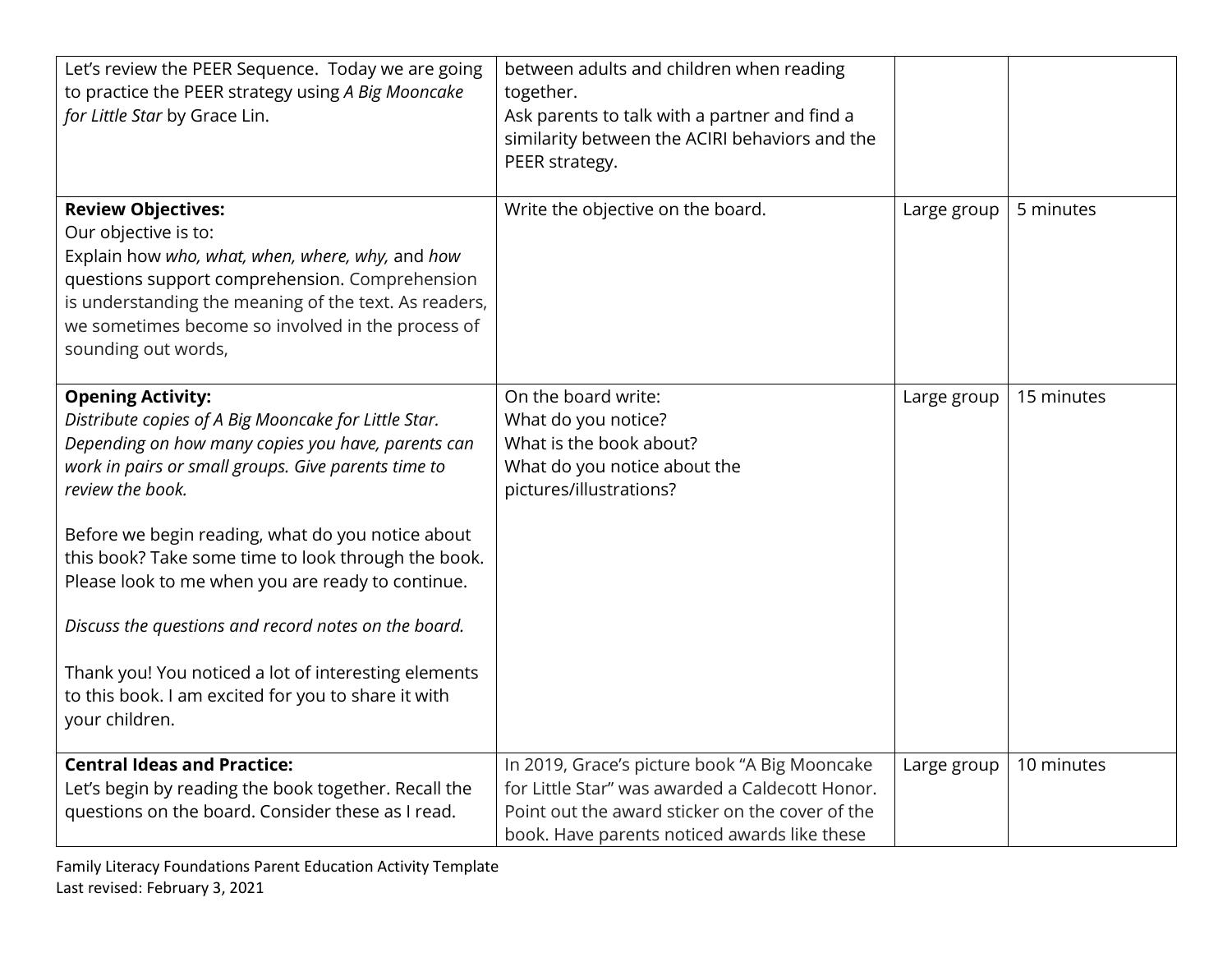| | | | |
|---|---|---|---|
| Let's review the PEER Sequence. Today we are going to practice the PEER strategy using *A Big Mooncake for Little Star* by Grace Lin. | between adults and children when reading together.<br>Ask parents to talk with a partner and find a similarity between the ACIRI behaviors and the PEER strategy. | | |
| **Review Objectives:**<br>Our objective is to:<br>Explain how *who, what, when, where, why,* and *how* questions support comprehension. Comprehension is understanding the meaning of the text. As readers, we sometimes become so involved in the process of sounding out words, | Write the objective on the board. | Large group | 5 minutes |
| **Opening Activity:**<br>*Distribute copies of A Big Mooncake for Little Star. Depending on how many copies you have, parents can work in pairs or small groups. Give parents time to review the book.*<br><br>Before we begin reading, what do you notice about this book? Take some time to look through the book. Please look to me when you are ready to continue.<br><br>*Discuss the questions and record notes on the board.*<br><br>Thank you! You noticed a lot of interesting elements to this book. I am excited for you to share it with your children. | On the board write:<br>What do you notice?<br>What is the book about?<br>What do you notice about the pictures/illustrations? | Large group | 15 minutes |
| **Central Ideas and Practice:**<br>Let's begin by reading the book together. Recall the questions on the board. Consider these as I read. | In 2019, Grace's picture book "A Big Mooncake for Little Star" was awarded a Caldecott Honor. Point out the award sticker on the cover of the book. Have parents noticed awards like these | Large group | 10 minutes |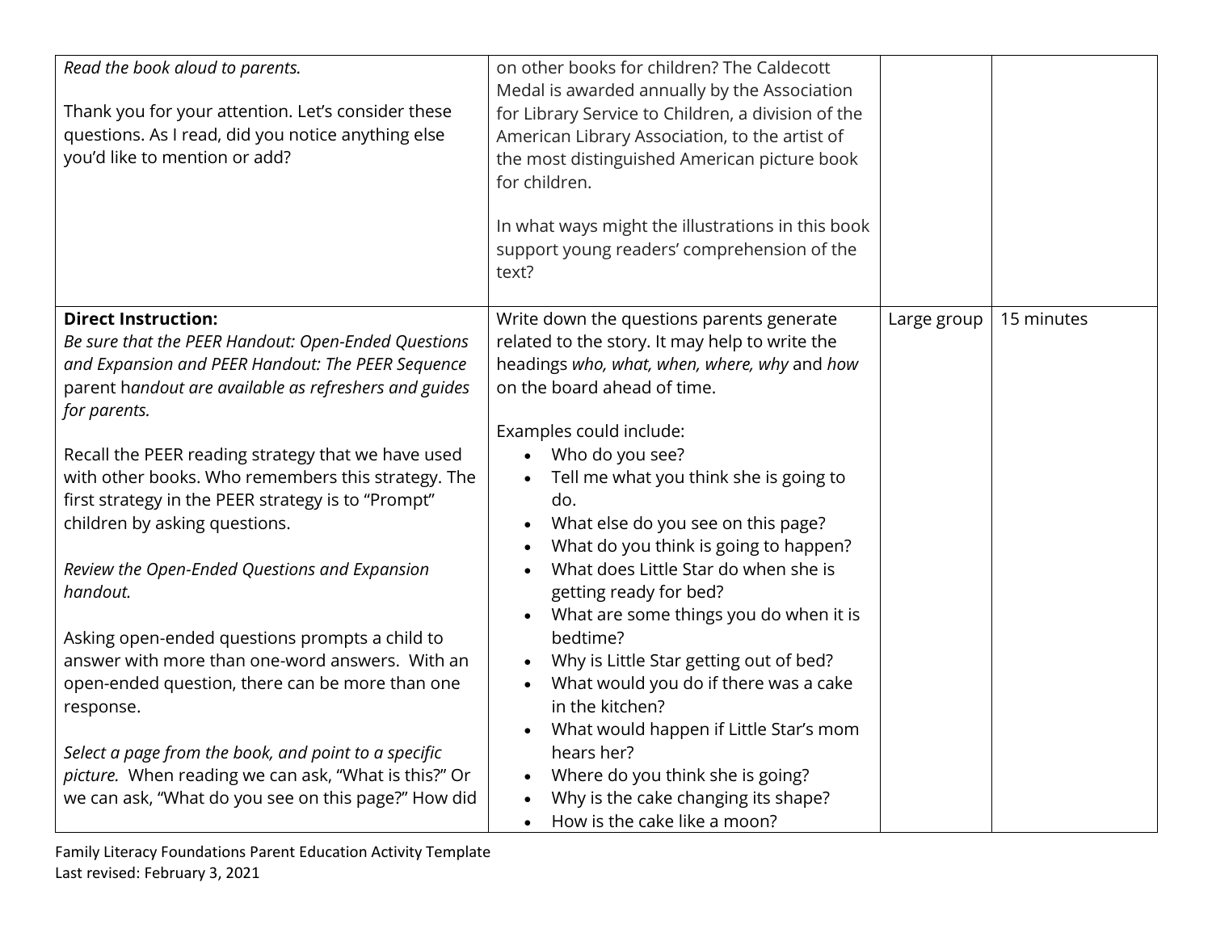| | | | |
|---|---|---|---|
| *Read the book aloud to parents.*<br><br>Thank you for your attention. Let's consider these questions. As I read, did you notice anything else you'd like to mention or add? | on other books for children? The Caldecott Medal is awarded annually by the Association for Library Service to Children, a division of the American Library Association, to the artist of the most distinguished American picture book for children.<br><br>In what ways might the illustrations in this book support young readers' comprehension of the text? | | |
| **Direct Instruction:**<br>*Be sure that the PEER Handout: Open-Ended Questions and Expansion and PEER Handout: The PEER Sequence* parent h*andout are available as refreshers and guides for parents.*<br><br>Recall the PEER reading strategy that we have used with other books. Who remembers this strategy. The first strategy in the PEER strategy is to "Prompt" children by asking questions.<br><br>*Review the Open-Ended Questions and Expansion handout.*<br><br>Asking open-ended questions prompts a child to answer with more than one-word answers. With an open-ended question, there can be more than one response.<br><br>*Select a page from the book, and point to a specific picture.* When reading we can ask, "What is this?" Or we can ask, "What do you see on this page?" How did | Write down the questions parents generate related to the story. It may help to write the headings *who, what, when, where, why* and *how* on the board ahead of time.<br><br>Examples could include:<br>• Who do you see?<br>• Tell me what you think she is going to do.<br>• What else do you see on this page?<br>• What do you think is going to happen?<br>• What does Little Star do when she is getting ready for bed?<br>• What are some things you do when it is bedtime?<br>• Why is Little Star getting out of bed?<br>• What would you do if there was a cake in the kitchen?<br>• What would happen if Little Star's mom hears her?<br>• Where do you think she is going?<br>• Why is the cake changing its shape?<br>• How is the cake like a moon? | Large group | 15 minutes |

Family Literacy Foundations Parent Education Activity Template
Last revised: February 3, 2021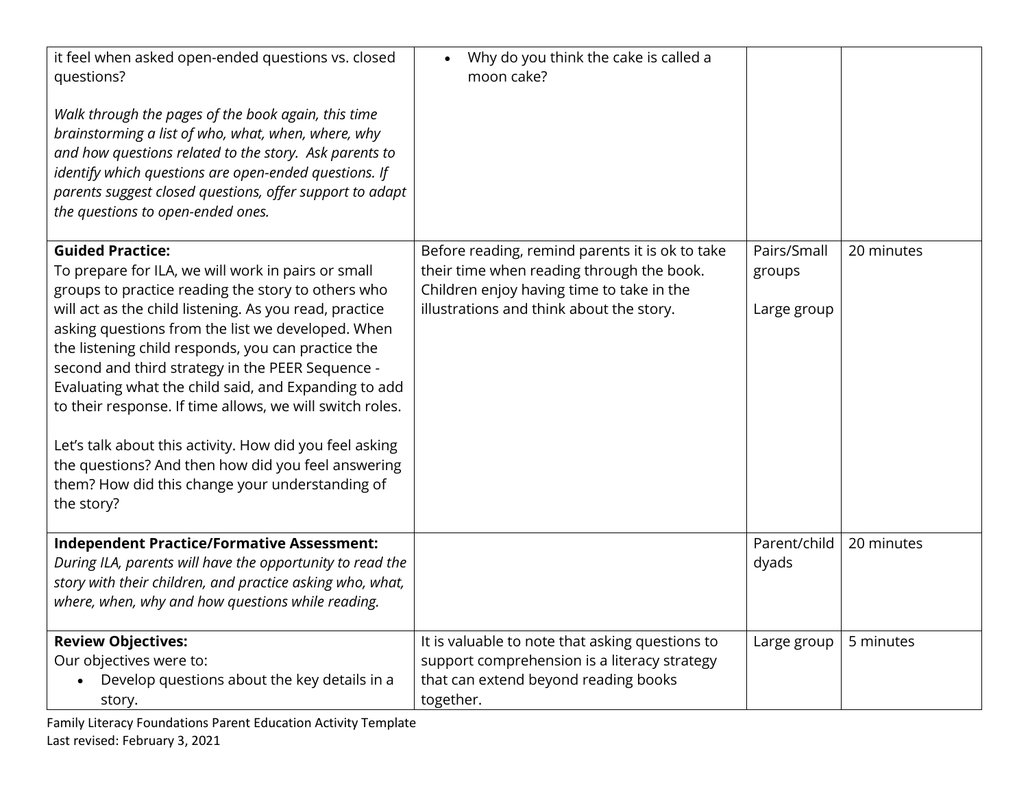| | | | |
|---|---|---|---|
| it feel when asked open-ended questions vs. closed questions?<br><br>*Walk through the pages of the book again, this time brainstorming a list of who, what, when, where, why and how questions related to the story. Ask parents to identify which questions are open-ended questions. If parents suggest closed questions, offer support to adapt the questions to open-ended ones.* | • Why do you think the cake is called a moon cake? | | |
| **Guided Practice:**<br>To prepare for ILA, we will work in pairs or small groups to practice reading the story to others who will act as the child listening. As you read, practice asking questions from the list we developed. When the listening child responds, you can practice the second and third strategy in the PEER Sequence - Evaluating what the child said, and Expanding to add to their response. If time allows, we will switch roles.<br><br>Let's talk about this activity. How did you feel asking the questions? And then how did you feel answering them? How did this change your understanding of the story? | Before reading, remind parents it is ok to take their time when reading through the book. Children enjoy having time to take in the illustrations and think about the story. | Pairs/Small groups<br><br>Large group | 20 minutes |
| **Independent Practice/Formative Assessment:**<br>*During ILA, parents will have the opportunity to read the story with their children, and practice asking who, what, where, when, why and how questions while reading.* | | Parent/child dyads | 20 minutes |
| **Review Objectives:**<br>Our objectives were to:<br>• Develop questions about the key details in a story. | It is valuable to note that asking questions to support comprehension is a literacy strategy that can extend beyond reading books together. | Large group | 5 minutes |

Family Literacy Foundations Parent Education Activity Template
Last revised: February 3, 2021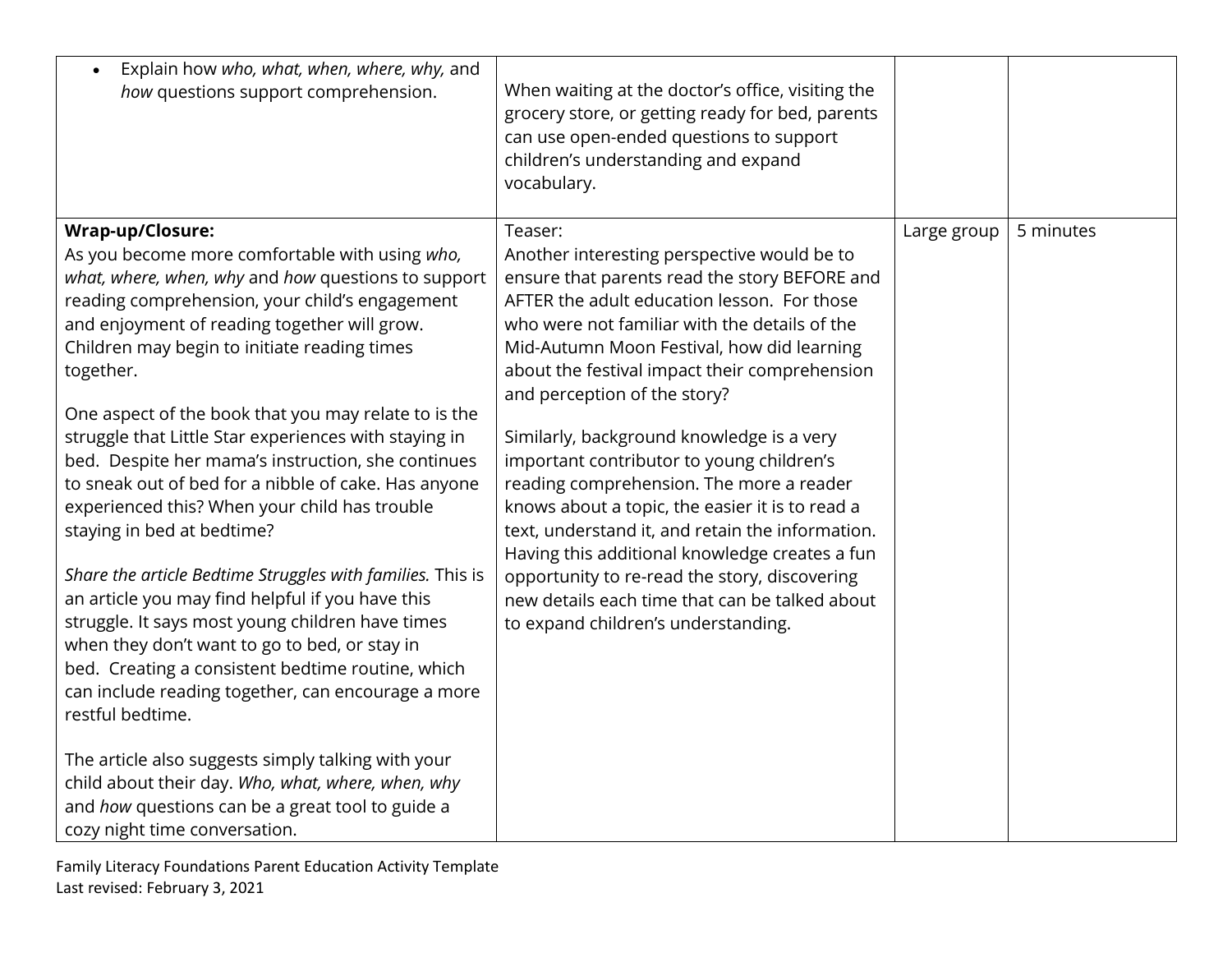| | | | |
|---|---|---|---|
| • Explain how *who, what, when, where, why,* and *how* questions support comprehension. | When waiting at the doctor's office, visiting the grocery store, or getting ready for bed, parents can use open-ended questions to support children's understanding and expand vocabulary. | | |
| **Wrap-up/Closure:**<br>As you become more comfortable with using *who, what, where, when, why* and *how* questions to support reading comprehension, your child's engagement and enjoyment of reading together will grow. Children may begin to initiate reading times together.<br><br>One aspect of the book that you may relate to is the struggle that Little Star experiences with staying in bed. Despite her mama's instruction, she continues to sneak out of bed for a nibble of cake. Has anyone experienced this? When your child has trouble staying in bed at bedtime?<br><br>*Share the article Bedtime Struggles with families.* This is an article you may find helpful if you have this struggle. It says most young children have times when they don't want to go to bed, or stay in bed. Creating a consistent bedtime routine, which can include reading together, can encourage a more restful bedtime.<br><br>The article also suggests simply talking with your child about their day. *Who, what, where, when, why* and *how* questions can be a great tool to guide a cozy night time conversation. | Teaser:<br>Another interesting perspective would be to ensure that parents read the story BEFORE and AFTER the adult education lesson. For those who were not familiar with the details of the Mid-Autumn Moon Festival, how did learning about the festival impact their comprehension and perception of the story?<br><br>Similarly, background knowledge is a very important contributor to young children's reading comprehension. The more a reader knows about a topic, the easier it is to read a text, understand it, and retain the information. Having this additional knowledge creates a fun opportunity to re-read the story, discovering new details each time that can be talked about to expand children's understanding. | Large group | 5 minutes |

Family Literacy Foundations Parent Education Activity Template
Last revised: February 3, 2021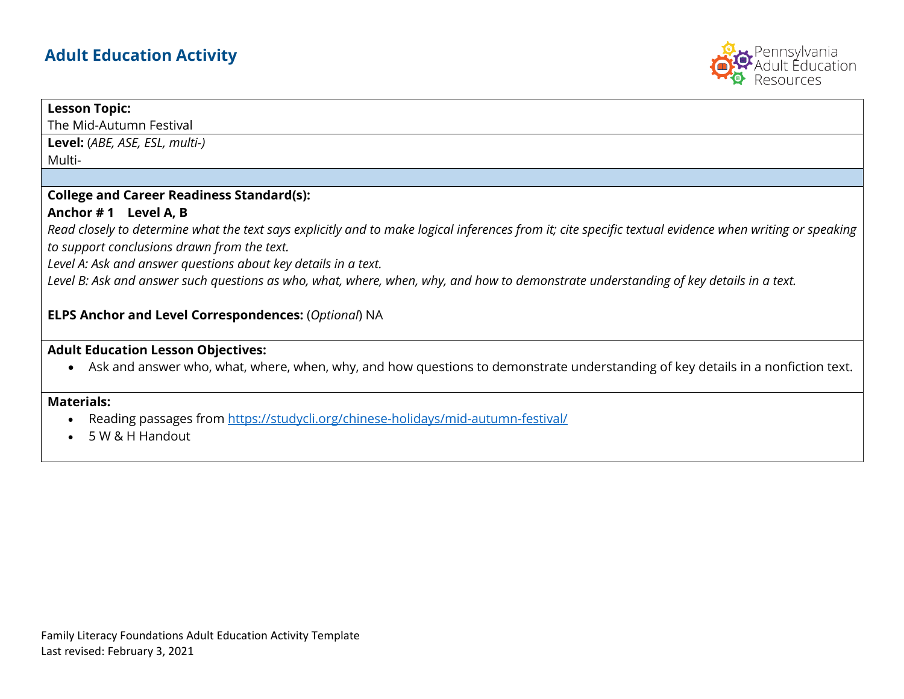# Adult Education Activity

**Lesson Topic:**
The Mid-Autumn Festival

**Level:** (*ABE, ASE, ESL, multi-)*
Multi-

**College and Career Readiness Standard(s):**

**Anchor # 1 Level A, B**

*Read closely to determine what the text says explicitly and to make logical inferences from it; cite specific textual evidence when writing or speaking to support conclusions drawn from the text.*

*Level A: Ask and answer questions about key details in a text.*

*Level B: Ask and answer such questions as who, what, where, when, why, and how to demonstrate understanding of key details in a text.*

**ELPS Anchor and Level Correspondences:** (*Optional*) NA

**Adult Education Lesson Objectives:**

- Ask and answer who, what, where, when, why, and how questions to demonstrate understanding of key details in a nonfiction text.

**Materials:**

- Reading passages from https://studycli.org/chinese-holidays/mid-autumn-festival/
- 5 W & H Handout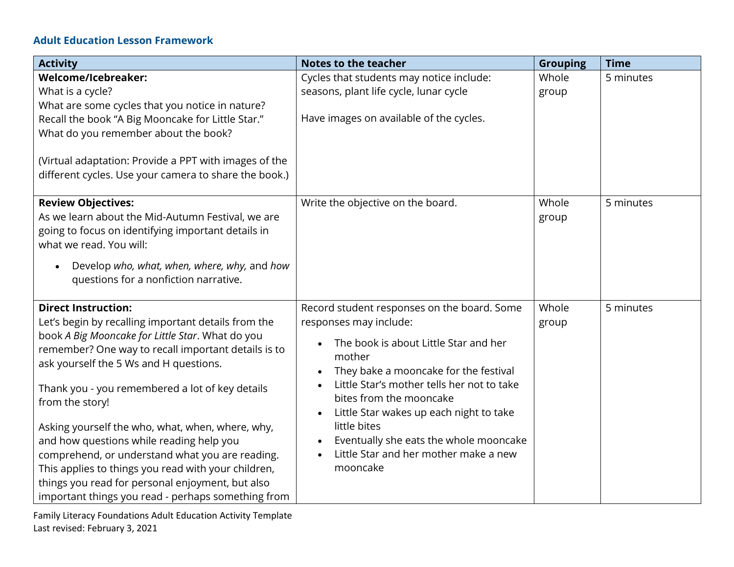### Adult Education Lesson Framework

| Activity | Notes to the teacher | Grouping | Time |
| --- | --- | --- | --- |
| **Welcome/Icebreaker:**<br>What is a cycle?<br>What are some cycles that you notice in nature?<br>Recall the book "A Big Mooncake for Little Star." What do you remember about the book?<br><br>(Virtual adaptation: Provide a PPT with images of the different cycles. Use your camera to share the book.) | Cycles that students may notice include: seasons, plant life cycle, lunar cycle<br><br>Have images on available of the cycles. | Whole group | 5 minutes |
| **Review Objectives:**<br>As we learn about the Mid-Autumn Festival, we are going to focus on identifying important details in what we read. You will:<br>• Develop *who, what, when, where, why,* and *how* questions for a nonfiction narrative. | Write the objective on the board. | Whole group | 5 minutes |
| **Direct Instruction:**<br>Let's begin by recalling important details from the book *A Big Mooncake for Little Star*. What do you remember? One way to recall important details is to ask yourself the 5 Ws and H questions.<br><br>Thank you - you remembered a lot of key details from the story!<br><br>Asking yourself the who, what, when, where, why, and how questions while reading help you comprehend, or understand what you are reading. This applies to things you read with your children, things you read for personal enjoyment, but also important things you read - perhaps something from | Record student responses on the board. Some responses may include:<br>• The book is about Little Star and her mother<br>• They bake a mooncake for the festival<br>• Little Star's mother tells her not to take bites from the mooncake<br>• Little Star wakes up each night to take little bites<br>• Eventually she eats the whole mooncake<br>• Little Star and her mother make a new mooncake | Whole group | 5 minutes |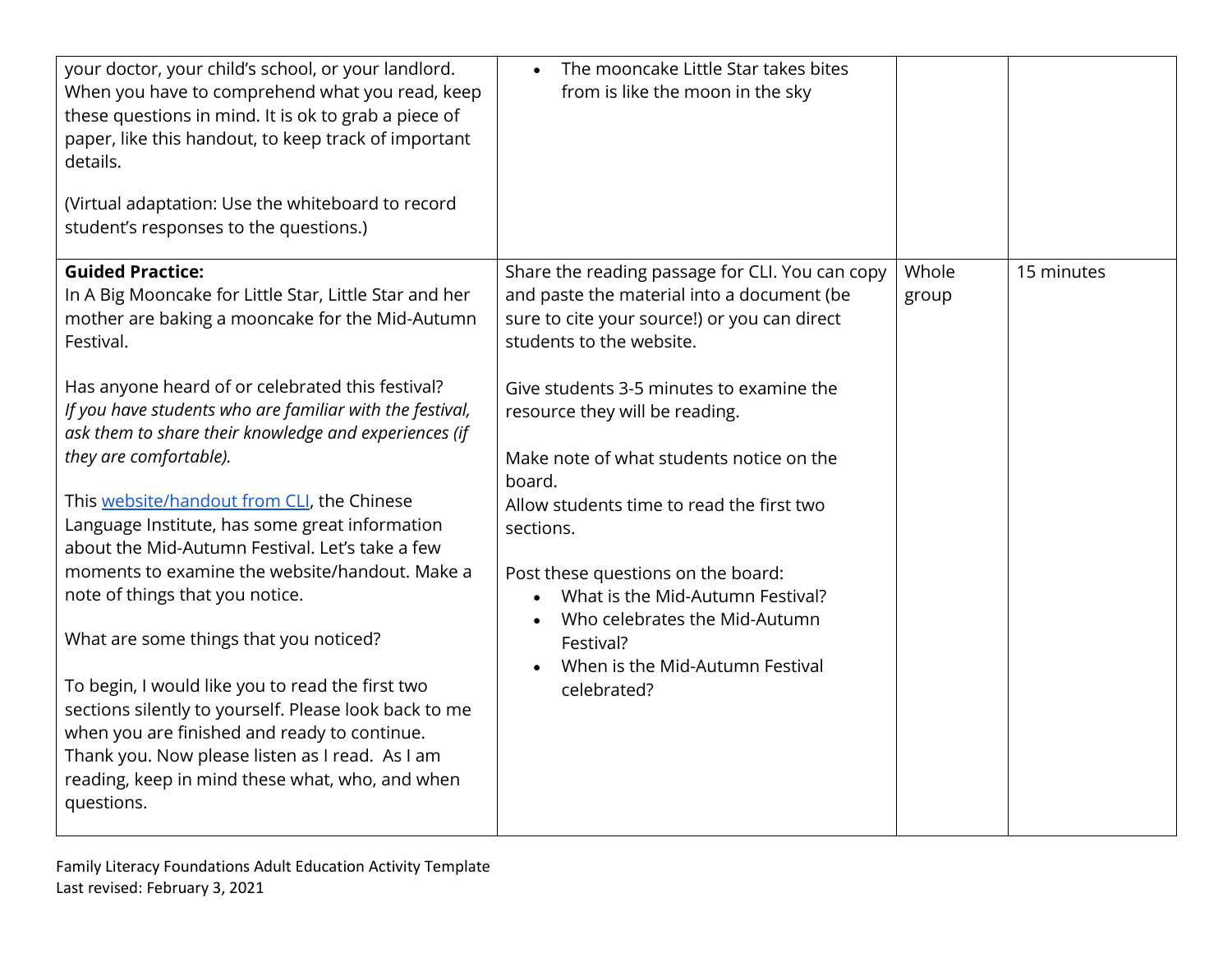| | | | |
|---|---|---|---|
| your doctor, your child's school, or your landlord. When you have to comprehend what you read, keep these questions in mind. It is ok to grab a piece of paper, like this handout, to keep track of important details.<br><br>(Virtual adaptation: Use the whiteboard to record student's responses to the questions.) | • The mooncake Little Star takes bites from is like the moon in the sky | | |
| **Guided Practice:**<br>In A Big Mooncake for Little Star, Little Star and her mother are baking a mooncake for the Mid-Autumn Festival.<br><br>Has anyone heard of or celebrated this festival?<br>*If you have students who are familiar with the festival, ask them to share their knowledge and experiences (if they are comfortable).*<br><br>This [website/handout from CLI](), the Chinese Language Institute, has some great information about the Mid-Autumn Festival. Let's take a few moments to examine the website/handout. Make a note of things that you notice.<br><br>What are some things that you noticed?<br><br>To begin, I would like you to read the first two sections silently to yourself. Please look back to me when you are finished and ready to continue. Thank you. Now please listen as I read. As I am reading, keep in mind these what, who, and when questions. | Share the reading passage for CLI. You can copy and paste the material into a document (be sure to cite your source!) or you can direct students to the website.<br><br>Give students 3-5 minutes to examine the resource they will be reading.<br><br>Make note of what students notice on the board.<br>Allow students time to read the first two sections.<br><br>Post these questions on the board:<br>• What is the Mid-Autumn Festival?<br>• Who celebrates the Mid-Autumn Festival?<br>• When is the Mid-Autumn Festival celebrated? | Whole group | 15 minutes |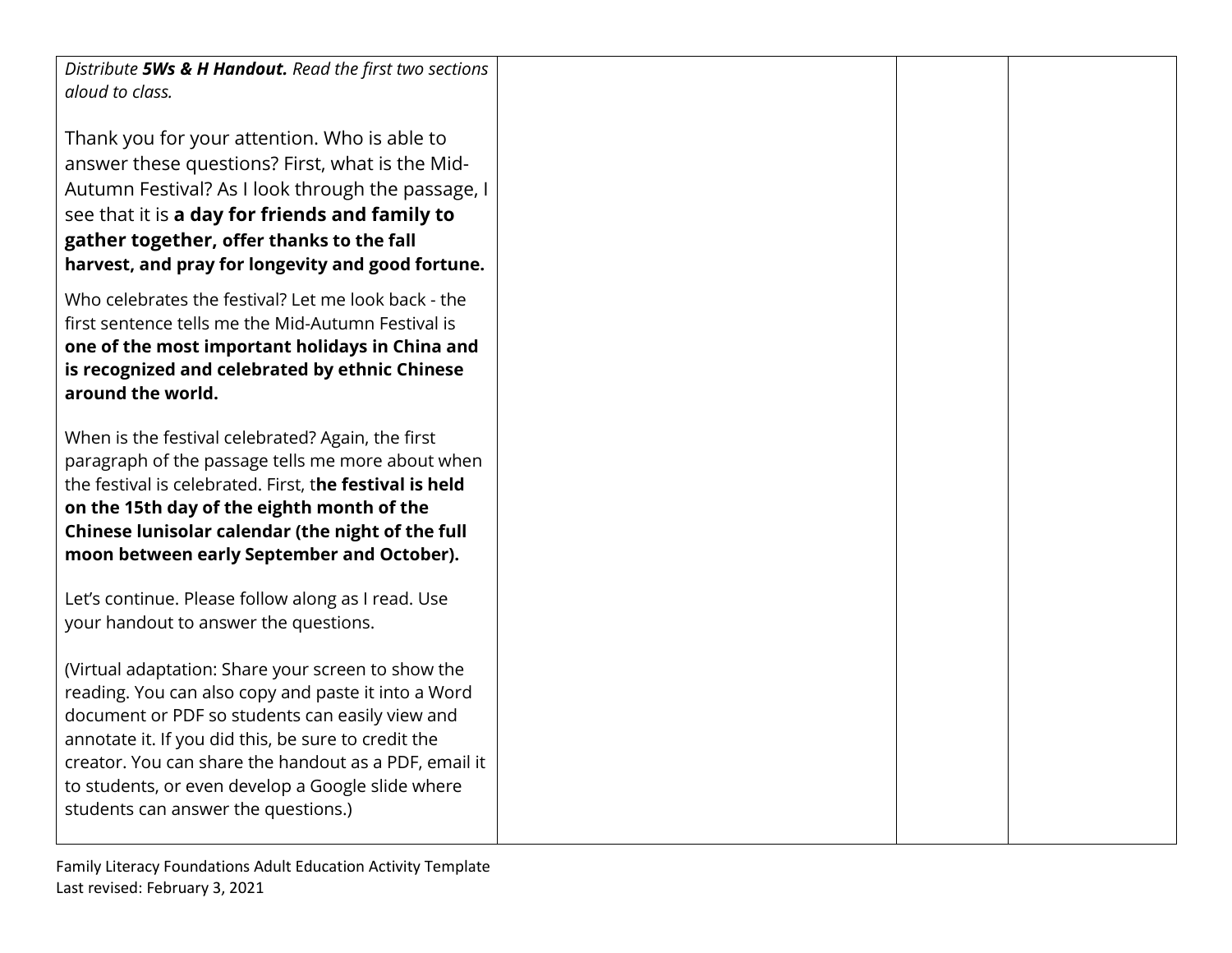| | | | |
|---|---|---|---|
| *Distribute **5Ws & H Handout.** Read the first two sections aloud to class.*<br><br>Thank you for your attention. Who is able to answer these questions? First, what is the Mid-Autumn Festival? As I look through the passage, I see that it is **a day for friends and family to gather together, offer thanks to the fall harvest, and pray for longevity and good fortune.**<br><br>Who celebrates the festival? Let me look back - the first sentence tells me the Mid-Autumn Festival is **one of the most important holidays in China and is recognized and celebrated by ethnic Chinese around the world.**<br><br>When is the festival celebrated? Again, the first paragraph of the passage tells me more about when the festival is celebrated. First, t**he festival is held on the 15th day of the eighth month of the Chinese lunisolar calendar (the night of the full moon between early September and October).**<br><br>Let's continue. Please follow along as I read. Use your handout to answer the questions.<br><br>(Virtual adaptation: Share your screen to show the reading. You can also copy and paste it into a Word document or PDF so students can easily view and annotate it. If you did this, be sure to credit the creator. You can share the handout as a PDF, email it to students, or even develop a Google slide where students can answer the questions.) | | | |

Family Literacy Foundations Adult Education Activity Template
Last revised: February 3, 2021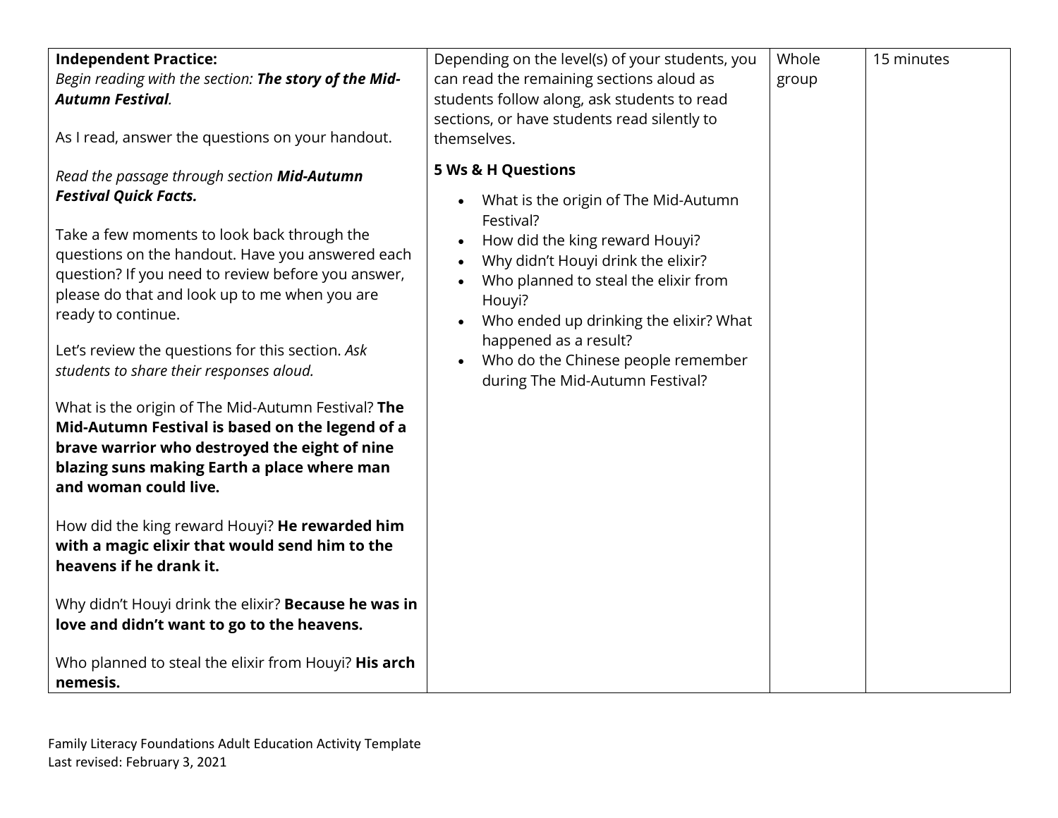| | | | |
|---|---|---|---|
| **Independent Practice:**<br>*Begin reading with the section: **The story of the Mid-Autumn Festival**.*<br><br>As I read, answer the questions on your handout.<br><br>*Read the passage through section **Mid-Autumn Festival Quick Facts.***<br><br>Take a few moments to look back through the questions on the handout. Have you answered each question? If you need to review before you answer, please do that and look up to me when you are ready to continue.<br><br>Let's review the questions for this section. *Ask students to share their responses aloud.*<br><br>What is the origin of The Mid-Autumn Festival? **The Mid-Autumn Festival is based on the legend of a brave warrior who destroyed the eight of nine blazing suns making Earth a place where man and woman could live.**<br><br>How did the king reward Houyi? **He rewarded him with a magic elixir that would send him to the heavens if he drank it.**<br><br>Why didn't Houyi drink the elixir? **Because he was in love and didn't want to go to the heavens.**<br><br>Who planned to steal the elixir from Houyi? **His arch nemesis.** | Depending on the level(s) of your students, you can read the remaining sections aloud as students follow along, ask students to read sections, or have students read silently to themselves.<br><br>**5 Ws & H Questions**<br><br>• What is the origin of The Mid-Autumn Festival?<br>• How did the king reward Houyi?<br>• Why didn't Houyi drink the elixir?<br>• Who planned to steal the elixir from Houyi?<br>• Who ended up drinking the elixir? What happened as a result?<br>• Who do the Chinese people remember during The Mid-Autumn Festival? | Whole group | 15 minutes |

Family Literacy Foundations Adult Education Activity Template
Last revised: February 3, 2021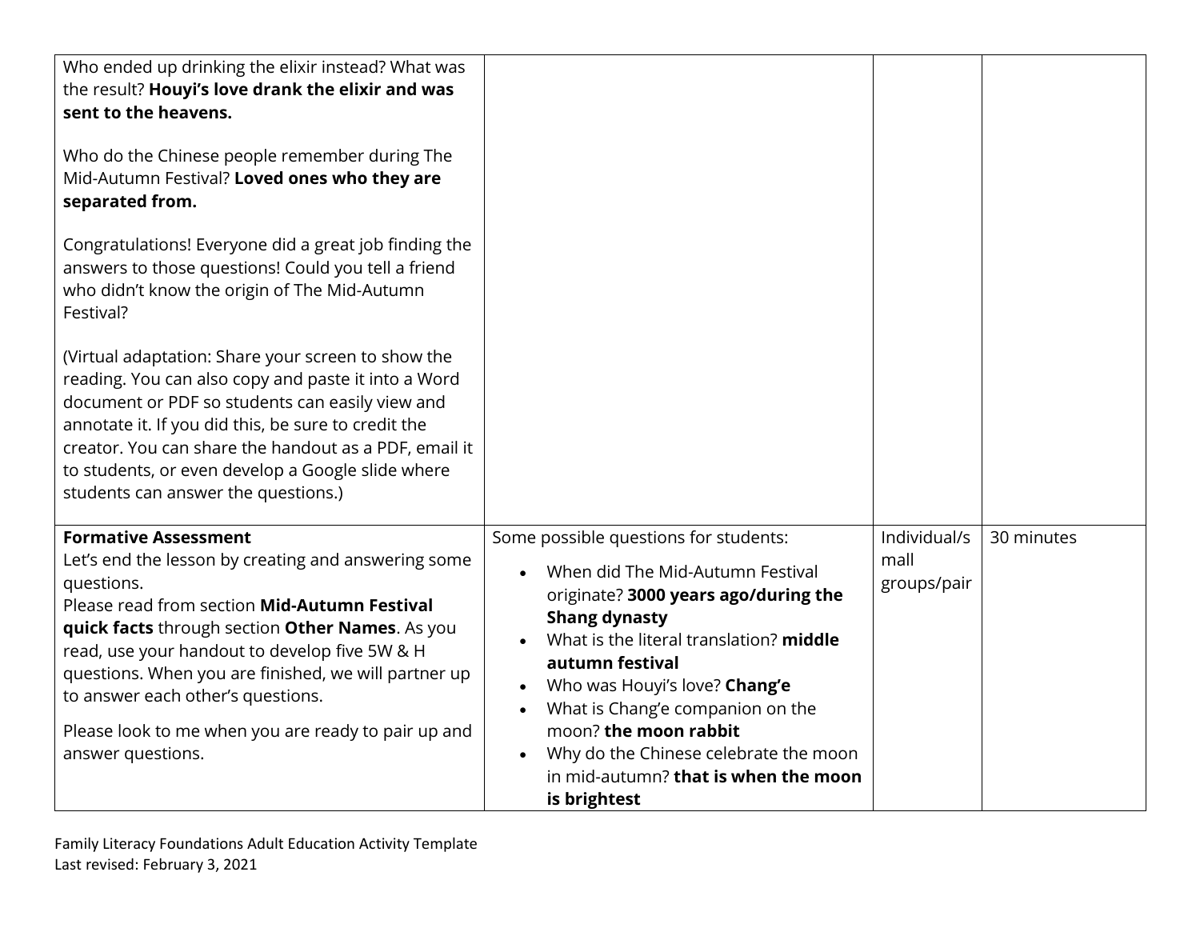| | | | |
|---|---|---|---|
| Who ended up drinking the elixir instead? What was the result? **Houyi's love drank the elixir and was sent to the heavens.**<br><br>Who do the Chinese people remember during The Mid-Autumn Festival? **Loved ones who they are separated from.**<br><br>Congratulations! Everyone did a great job finding the answers to those questions! Could you tell a friend who didn't know the origin of The Mid-Autumn Festival?<br><br>(Virtual adaptation: Share your screen to show the reading. You can also copy and paste it into a Word document or PDF so students can easily view and annotate it. If you did this, be sure to credit the creator. You can share the handout as a PDF, email it to students, or even develop a Google slide where students can answer the questions.) | | | |
| **Formative Assessment**<br>Let's end the lesson by creating and answering some questions.<br>Please read from section **Mid-Autumn Festival quick facts** through section **Other Names**. As you read, use your handout to develop five 5W & H questions. When you are finished, we will partner up to answer each other's questions.<br><br>Please look to me when you are ready to pair up and answer questions. | Some possible questions for students:<br>• When did The Mid-Autumn Festival originate? **3000 years ago/during the Shang dynasty**<br>• What is the literal translation? **middle autumn festival**<br>• Who was Houyi's love? **Chang'e**<br>• What is Chang'e companion on the moon? **the moon rabbit**<br>• Why do the Chinese celebrate the moon in mid-autumn? **that is when the moon is brightest** | Individual/small groups/pair | 30 minutes |

Family Literacy Foundations Adult Education Activity Template
Last revised: February 3, 2021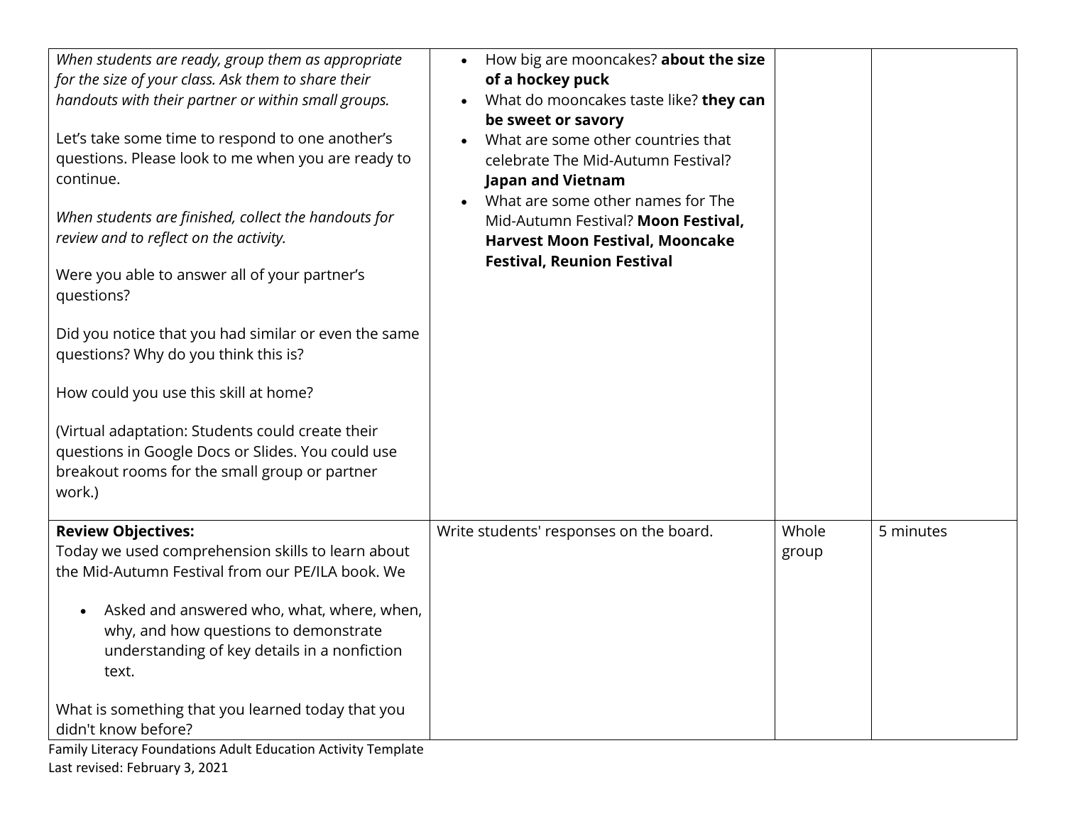| | | | |
|---|---|---|---|
| *When students are ready, group them as appropriate for the size of your class. Ask them to share their handouts with their partner or within small groups.*<br><br>Let's take some time to respond to one another's questions. Please look to me when you are ready to continue.<br><br>*When students are finished, collect the handouts for review and to reflect on the activity.*<br><br>Were you able to answer all of your partner's questions?<br><br>Did you notice that you had similar or even the same questions? Why do you think this is?<br><br>How could you use this skill at home?<br><br>(Virtual adaptation: Students could create their questions in Google Docs or Slides. You could use breakout rooms for the small group or partner work.) | • How big are mooncakes? **about the size of a hockey puck**<br>• What do mooncakes taste like? **they can be sweet or savory**<br>• What are some other countries that celebrate The Mid-Autumn Festival? **Japan and Vietnam**<br>• What are some other names for The Mid-Autumn Festival? **Moon Festival, Harvest Moon Festival, Mooncake Festival, Reunion Festival** | | |
| **Review Objectives:**<br>Today we used comprehension skills to learn about the Mid-Autumn Festival from our PE/ILA book. We<br><br>• Asked and answered who, what, where, when, why, and how questions to demonstrate understanding of key details in a nonfiction text.<br><br>What is something that you learned today that you didn't know before? | Write students' responses on the board. | Whole group | 5 minutes |

Family Literacy Foundations Adult Education Activity Template
Last revised: February 3, 2021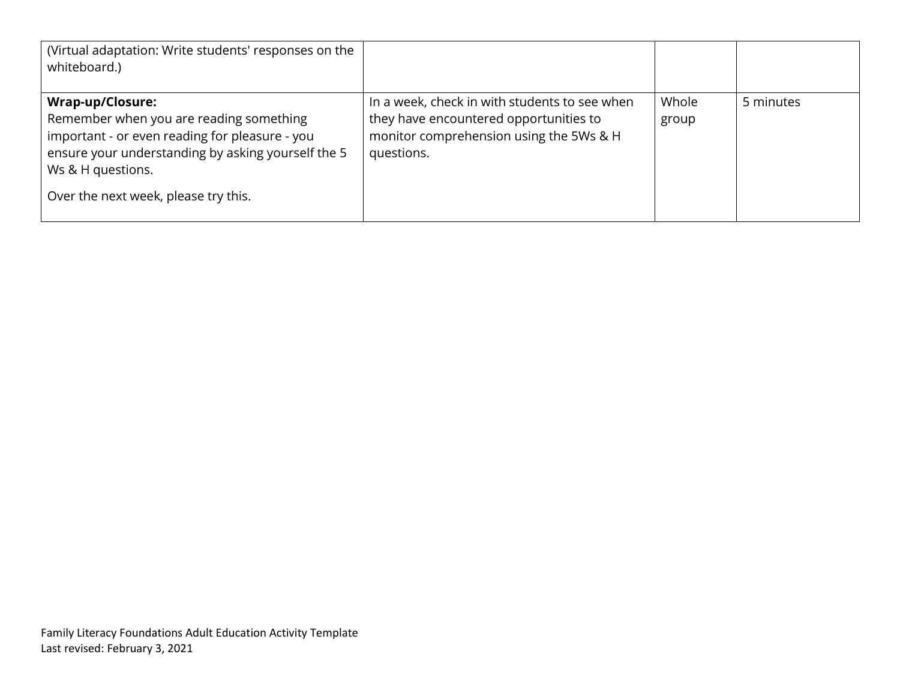| | | | |
|---|---|---|---|
| (Virtual adaptation: Write students' responses on the whiteboard.) | | | |
| **Wrap-up/Closure:** Remember when you are reading something important - or even reading for pleasure - you ensure your understanding by asking yourself the 5 Ws & H questions.<br><br>Over the next week, please try this. | In a week, check in with students to see when they have encountered opportunities to monitor comprehension using the 5Ws & H questions. | Whole group | 5 minutes |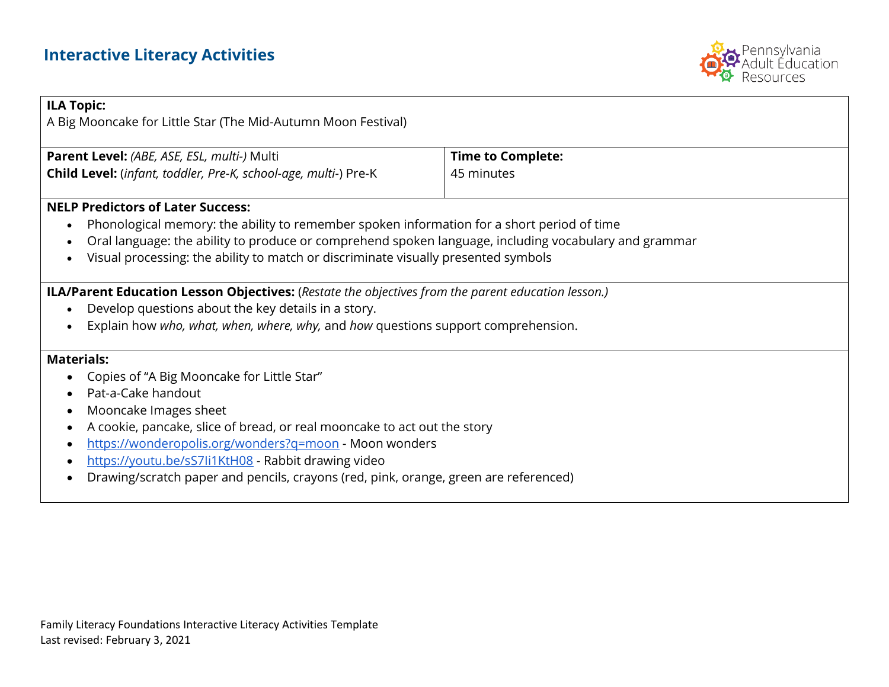## Interactive Literacy Activities

**ILA Topic:**
A Big Mooncake for Little Star (The Mid-Autumn Moon Festival)

| **Parent Level:** *(ABE, ASE, ESL, multi-)* Multi<br>**Child Level:** (*infant, toddler, Pre-K, school-age, multi-*) Pre-K | **Time to Complete:**<br>45 minutes |
|---|---|

**NELP Predictors of Later Success:**

- Phonological memory: the ability to remember spoken information for a short period of time
- Oral language: the ability to produce or comprehend spoken language, including vocabulary and grammar
- Visual processing: the ability to match or discriminate visually presented symbols

**ILA/Parent Education Lesson Objectives:** (*Restate the objectives from the parent education lesson.)*

- Develop questions about the key details in a story.
- Explain how *who, what, when, where, why,* and *how* questions support comprehension.

**Materials:**

- Copies of "A Big Mooncake for Little Star"
- Pat-a-Cake handout
- Mooncake Images sheet
- A cookie, pancake, slice of bread, or real mooncake to act out the story
- https://wonderopolis.org/wonders?q=moon - Moon wonders
- https://youtu.be/sS7Ii1KtH08 - Rabbit drawing video
- Drawing/scratch paper and pencils, crayons (red, pink, orange, green are referenced)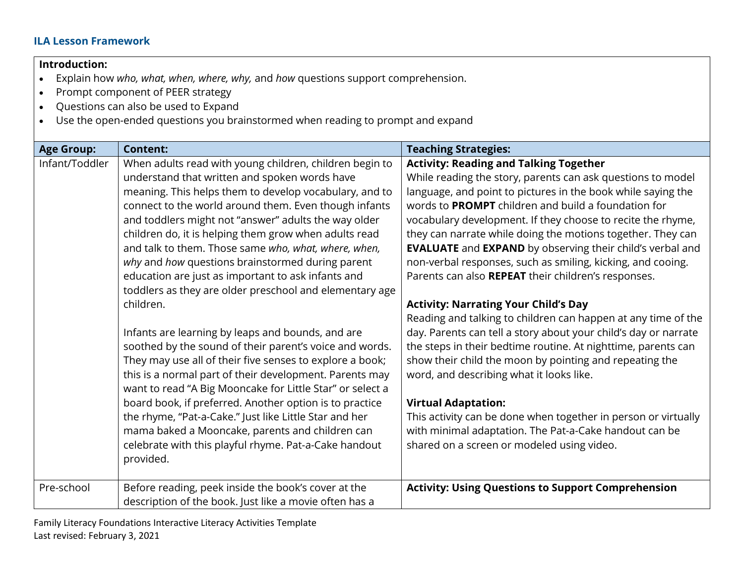### ILA Lesson Framework

**Introduction:**

- Explain how *who, what, when, where, why,* and *how* questions support comprehension.
- Prompt component of PEER strategy
- Questions can also be used to Expand
- Use the open-ended questions you brainstormed when reading to prompt and expand

| Age Group: | Content: | Teaching Strategies: |
|---|---|---|
| Infant/Toddler | When adults read with young children, children begin to understand that written and spoken words have meaning. This helps them to develop vocabulary, and to connect to the world around them. Even though infants and toddlers might not "answer" adults the way older children do, it is helping them grow when adults read and talk to them. Those same *who, what, where, when, why* and *how* questions brainstormed during parent education are just as important to ask infants and toddlers as they are older preschool and elementary age children.<br><br>Infants are learning by leaps and bounds, and are soothed by the sound of their parent's voice and words. They may use all of their five senses to explore a book; this is a normal part of their development. Parents may want to read "A Big Mooncake for Little Star" or select a board book, if preferred. Another option is to practice the rhyme, "Pat-a-Cake." Just like Little Star and her mama baked a Mooncake, parents and children can celebrate with this playful rhyme. Pat-a-Cake handout provided. | **Activity: Reading and Talking Together**<br>While reading the story, parents can ask questions to model language, and point to pictures in the book while saying the words to **PROMPT** children and build a foundation for vocabulary development. If they choose to recite the rhyme, they can narrate while doing the motions together. They can **EVALUATE** and **EXPAND** by observing their child's verbal and non-verbal responses, such as smiling, kicking, and cooing. Parents can also **REPEAT** their children's responses.<br><br>**Activity: Narrating Your Child's Day**<br>Reading and talking to children can happen at any time of the day. Parents can tell a story about your child's day or narrate the steps in their bedtime routine. At nighttime, parents can show their child the moon by pointing and repeating the word, and describing what it looks like.<br><br>**Virtual Adaptation:**<br>This activity can be done when together in person or virtually with minimal adaptation. The Pat-a-Cake handout can be shared on a screen or modeled using video. |
| Pre-school | Before reading, peek inside the book's cover at the description of the book. Just like a movie often has a | **Activity: Using Questions to Support Comprehension** |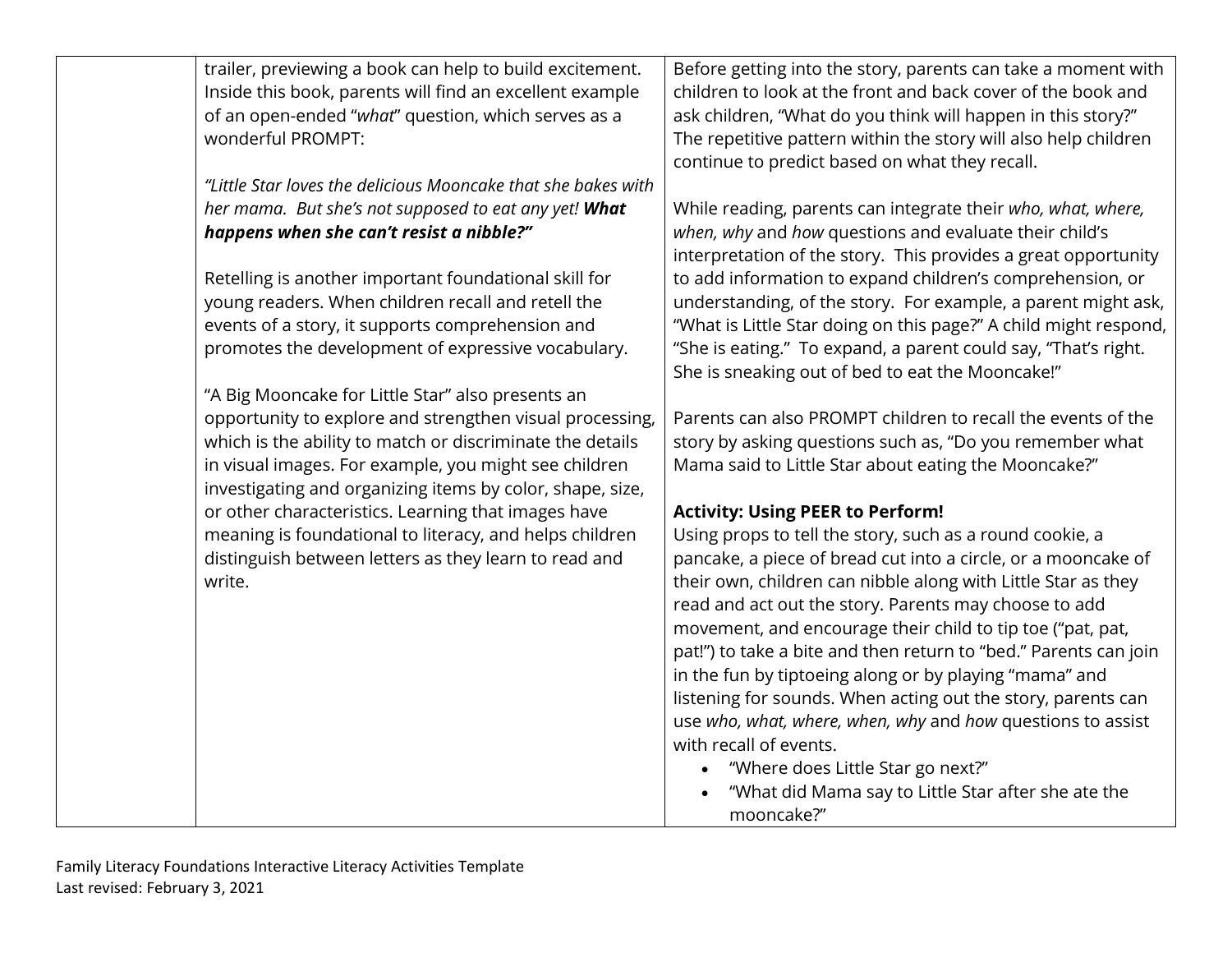| | | |
|---|---|---|
| | trailer, previewing a book can help to build excitement. Inside this book, parents will find an excellent example of an open-ended "*what*" question, which serves as a wonderful PROMPT:<br><br>*"Little Star loves the delicious Mooncake that she bakes with her mama. But she's not supposed to eat any yet! **What happens when she can't resist a nibble?"***<br><br>Retelling is another important foundational skill for young readers. When children recall and retell the events of a story, it supports comprehension and promotes the development of expressive vocabulary.<br><br>"A Big Mooncake for Little Star" also presents an opportunity to explore and strengthen visual processing, which is the ability to match or discriminate the details in visual images. For example, you might see children investigating and organizing items by color, shape, size, or other characteristics. Learning that images have meaning is foundational to literacy, and helps children distinguish between letters as they learn to read and write. | Before getting into the story, parents can take a moment with children to look at the front and back cover of the book and ask children, "What do you think will happen in this story?" The repetitive pattern within the story will also help children continue to predict based on what they recall.<br><br>While reading, parents can integrate their *who, what, where, when, why* and *how* questions and evaluate their child's interpretation of the story. This provides a great opportunity to add information to expand children's comprehension, or understanding, of the story. For example, a parent might ask, "What is Little Star doing on this page?" A child might respond, "She is eating." To expand, a parent could say, "That's right. She is sneaking out of bed to eat the Mooncake!"<br><br>Parents can also PROMPT children to recall the events of the story by asking questions such as, "Do you remember what Mama said to Little Star about eating the Mooncake?"<br><br>**Activity: Using PEER to Perform!**<br>Using props to tell the story, such as a round cookie, a pancake, a piece of bread cut into a circle, or a mooncake of their own, children can nibble along with Little Star as they read and act out the story. Parents may choose to add movement, and encourage their child to tip toe ("pat, pat, pat!") to take a bite and then return to "bed." Parents can join in the fun by tiptoeing along or by playing "mama" and listening for sounds. When acting out the story, parents can use *who, what, where, when, why* and *how* questions to assist with recall of events.<br>• "Where does Little Star go next?"<br>• "What did Mama say to Little Star after she ate the mooncake?" |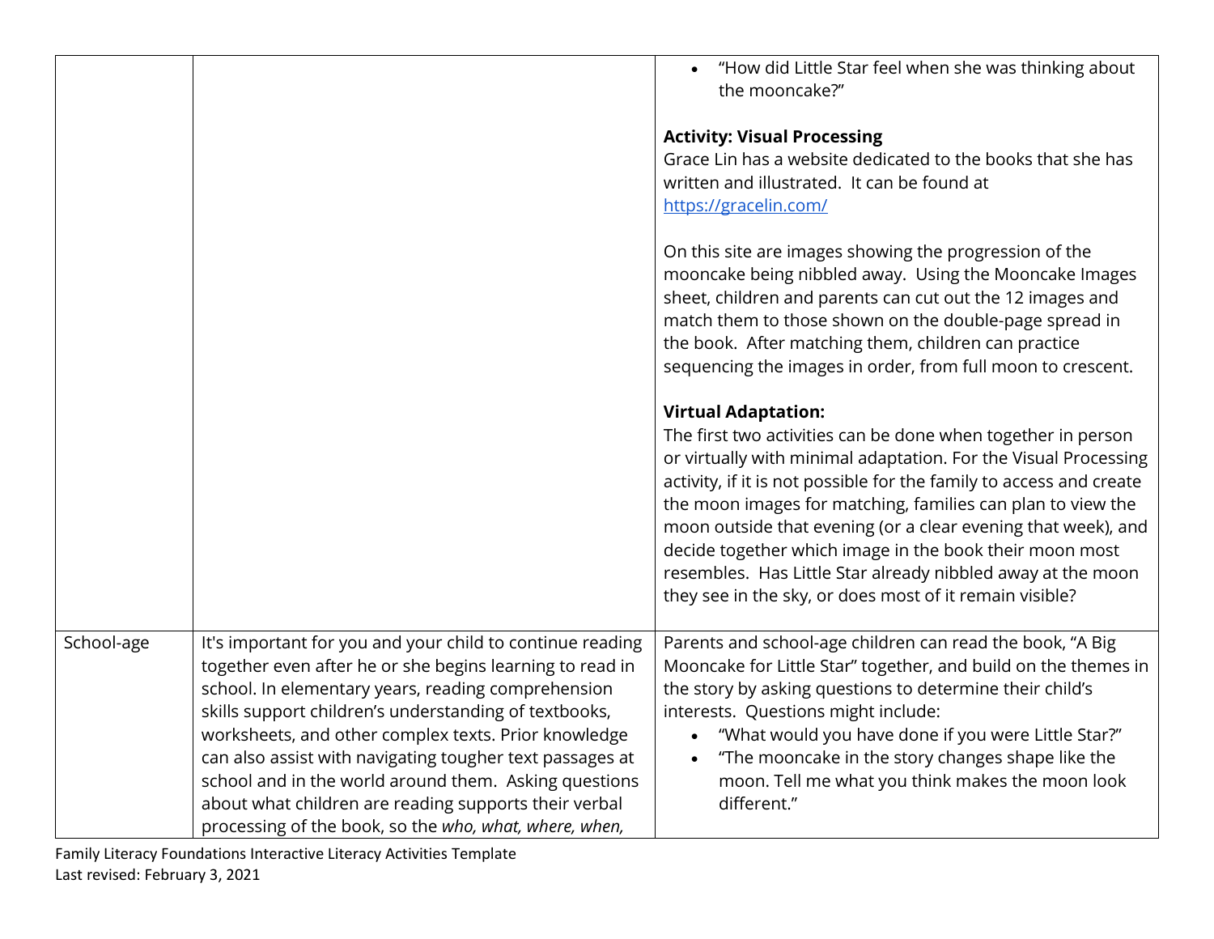| | | |
|---|---|---|
| | | • "How did Little Star feel when she was thinking about the mooncake?"<br><br>**Activity: Visual Processing**<br>Grace Lin has a website dedicated to the books that she has written and illustrated. It can be found at [https://gracelin.com/](https://gracelin.com/)<br><br>On this site are images showing the progression of the mooncake being nibbled away. Using the Mooncake Images sheet, children and parents can cut out the 12 images and match them to those shown on the double-page spread in the book. After matching them, children can practice sequencing the images in order, from full moon to crescent.<br><br>**Virtual Adaptation:**<br>The first two activities can be done when together in person or virtually with minimal adaptation. For the Visual Processing activity, if it is not possible for the family to access and create the moon images for matching, families can plan to view the moon outside that evening (or a clear evening that week), and decide together which image in the book their moon most resembles. Has Little Star already nibbled away at the moon they see in the sky, or does most of it remain visible? |
| School-age | It's important for you and your child to continue reading together even after he or she begins learning to read in school. In elementary years, reading comprehension skills support children's understanding of textbooks, worksheets, and other complex texts. Prior knowledge can also assist with navigating tougher text passages at school and in the world around them. Asking questions about what children are reading supports their verbal processing of the book, so the *who, what, where, when,* | Parents and school-age children can read the book, "A Big Mooncake for Little Star" together, and build on the themes in the story by asking questions to determine their child's interests. Questions might include:<br>• "What would you have done if you were Little Star?"<br>• "The mooncake in the story changes shape like the moon. Tell me what you think makes the moon look different." |

Family Literacy Foundations Interactive Literacy Activities Template
Last revised: February 3, 2021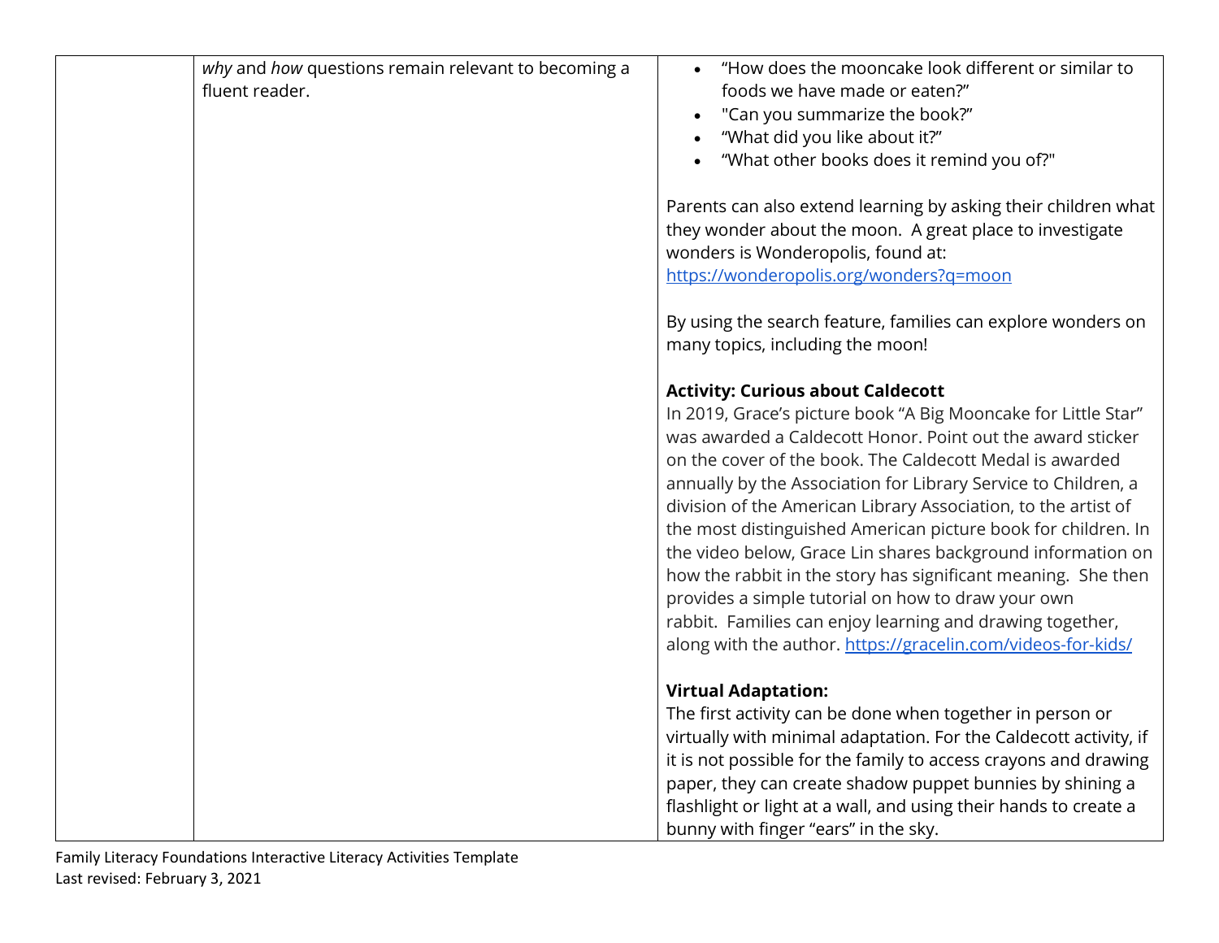| | | |
|---|---|---|
| | *why* and *how* questions remain relevant to becoming a fluent reader. | • "How does the mooncake look different or similar to foods we have made or eaten?"<br>• "Can you summarize the book?"<br>• "What did you like about it?"<br>• "What other books does it remind you of?"<br><br>Parents can also extend learning by asking their children what they wonder about the moon. A great place to investigate wonders is Wonderopolis, found at: https://wonderopolis.org/wonders?q=moon<br><br>By using the search feature, families can explore wonders on many topics, including the moon!<br><br>**Activity: Curious about Caldecott**<br>In 2019, Grace's picture book "A Big Mooncake for Little Star" was awarded a Caldecott Honor. Point out the award sticker on the cover of the book. The Caldecott Medal is awarded annually by the Association for Library Service to Children, a division of the American Library Association, to the artist of the most distinguished American picture book for children. In the video below, Grace Lin shares background information on how the rabbit in the story has significant meaning. She then provides a simple tutorial on how to draw your own rabbit. Families can enjoy learning and drawing together, along with the author. https://gracelin.com/videos-for-kids/<br><br>**Virtual Adaptation:**<br>The first activity can be done when together in person or virtually with minimal adaptation. For the Caldecott activity, if it is not possible for the family to access crayons and drawing paper, they can create shadow puppet bunnies by shining a flashlight or light at a wall, and using their hands to create a bunny with finger "ears" in the sky. |

Family Literacy Foundations Interactive Literacy Activities Template
Last revised: February 3, 2021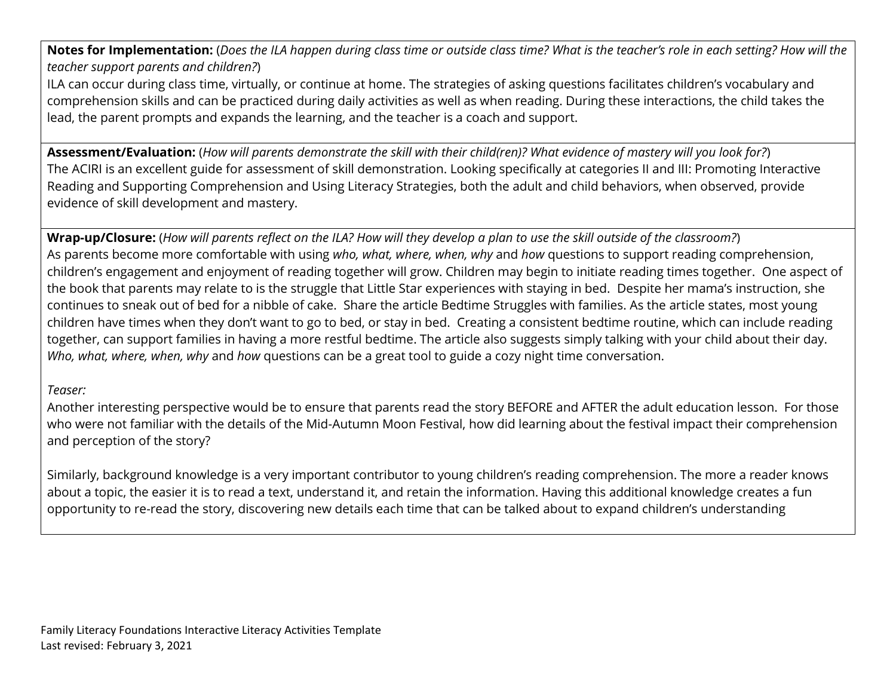**Notes for Implementation:** (*Does the ILA happen during class time or outside class time? What is the teacher's role in each setting? How will the teacher support parents and children?*)
ILA can occur during class time, virtually, or continue at home. The strategies of asking questions facilitates children's vocabulary and comprehension skills and can be practiced during daily activities as well as when reading. During these interactions, the child takes the lead, the parent prompts and expands the learning, and the teacher is a coach and support.

**Assessment/Evaluation:** (*How will parents demonstrate the skill with their child(ren)? What evidence of mastery will you look for?*)
The ACIRI is an excellent guide for assessment of skill demonstration. Looking specifically at categories II and III: Promoting Interactive Reading and Supporting Comprehension and Using Literacy Strategies, both the adult and child behaviors, when observed, provide evidence of skill development and mastery.

**Wrap-up/Closure:** (*How will parents reflect on the ILA? How will they develop a plan to use the skill outside of the classroom?*)
As parents become more comfortable with using *who, what, where, when, why* and *how* questions to support reading comprehension, children's engagement and enjoyment of reading together will grow. Children may begin to initiate reading times together. One aspect of the book that parents may relate to is the struggle that Little Star experiences with staying in bed. Despite her mama's instruction, she continues to sneak out of bed for a nibble of cake. Share the article Bedtime Struggles with families. As the article states, most young children have times when they don't want to go to bed, or stay in bed. Creating a consistent bedtime routine, which can include reading together, can support families in having a more restful bedtime. The article also suggests simply talking with your child about their day. *Who, what, where, when, why* and *how* questions can be a great tool to guide a cozy night time conversation.

*Teaser:*
Another interesting perspective would be to ensure that parents read the story BEFORE and AFTER the adult education lesson. For those who were not familiar with the details of the Mid-Autumn Moon Festival, how did learning about the festival impact their comprehension and perception of the story?

Similarly, background knowledge is a very important contributor to young children's reading comprehension. The more a reader knows about a topic, the easier it is to read a text, understand it, and retain the information. Having this additional knowledge creates a fun opportunity to re-read the story, discovering new details each time that can be talked about to expand children's understanding